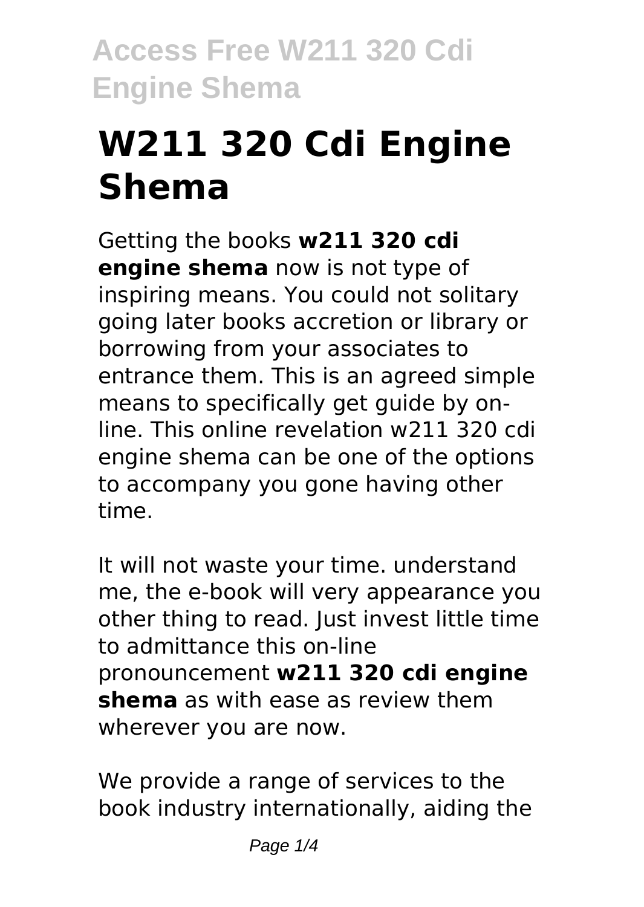# W211 320 Cdi Engine Shema

Getting the books **w211 320 cdi engine shema** now is not type of inspiring means. You could not solitary going later books accretion or library or borrowing from your associates to entrance them. This is an agreed simple means to specifically get guide by on-line. This online revelation w211 320 cdi engine shema can be one of the options to accompany you gone having other time.

It will not waste your time. understand me, the e-book will very appearance you other thing to read. Just invest little time to admittance this on-line pronouncement **w211 320 cdi engine shema** as with ease as review them wherever you are now.

We provide a range of services to the book industry internationally, aiding the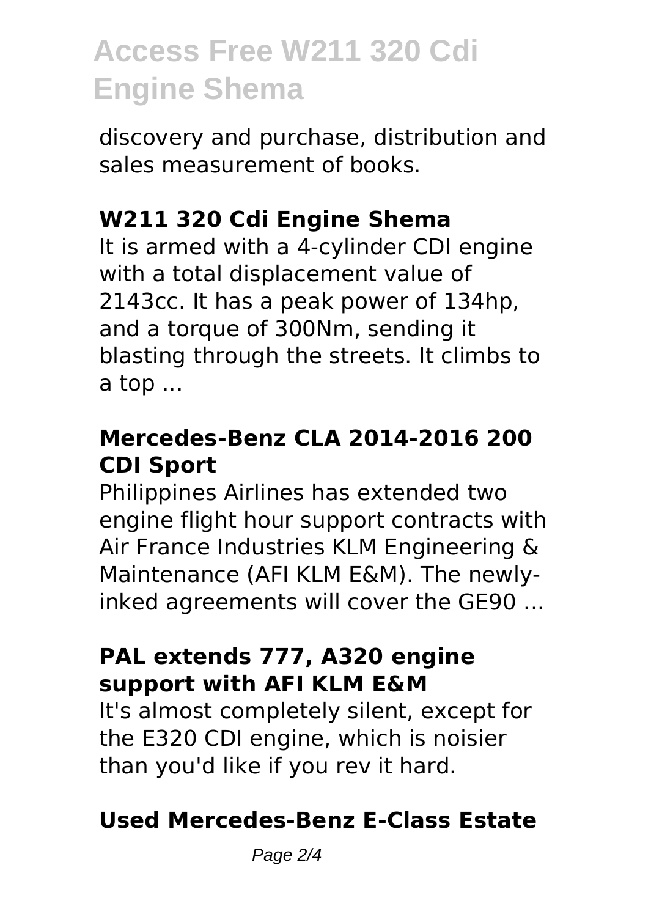discovery and purchase, distribution and sales measurement of books.

## W211 320 Cdi Engine Shema

It is armed with a 4-cylinder CDI engine with a total displacement value of 2143cc. It has a peak power of 134hp, and a torque of 300Nm, sending it blasting through the streets. It climbs to a top ...

## Mercedes-Benz CLA 2014-2016 200 CDI Sport

Philippines Airlines has extended two engine flight hour support contracts with Air France Industries KLM Engineering & Maintenance (AFI KLM E&M). The newly-inked agreements will cover the GE90 ...

## PAL extends 777, A320 engine support with AFI KLM E&M

It's almost completely silent, except for the E320 CDI engine, which is noisier than you'd like if you rev it hard.

## Used Mercedes-Benz E-Class Estate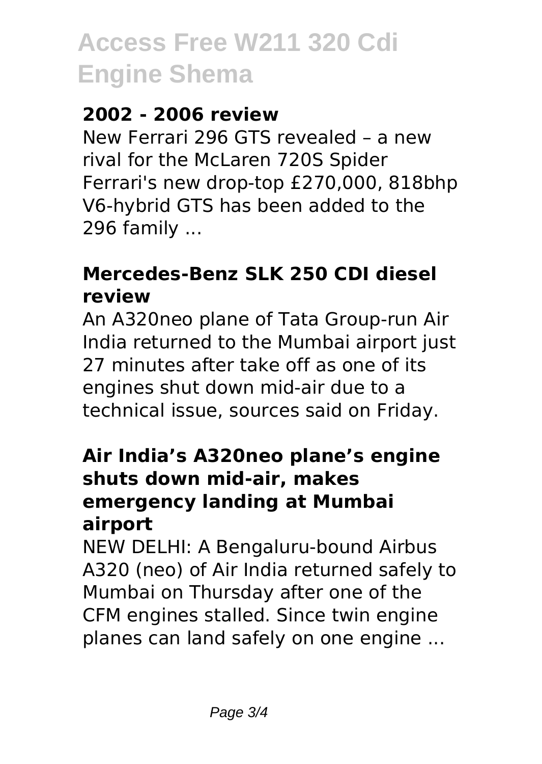### 2002 - 2006 review

New Ferrari 296 GTS revealed – a new rival for the McLaren 720S Spider Ferrari's new drop-top £270,000, 818bhp V6-hybrid GTS has been added to the 296 family ...

### Mercedes-Benz SLK 250 CDI diesel review

An A320neo plane of Tata Group-run Air India returned to the Mumbai airport just 27 minutes after take off as one of its engines shut down mid-air due to a technical issue, sources said on Friday.

### Air India's A320neo plane's engine shuts down mid-air, makes emergency landing at Mumbai airport

NEW DELHI: A Bengaluru-bound Airbus A320 (neo) of Air India returned safely to Mumbai on Thursday after one of the CFM engines stalled. Since twin engine planes can land safely on one engine ...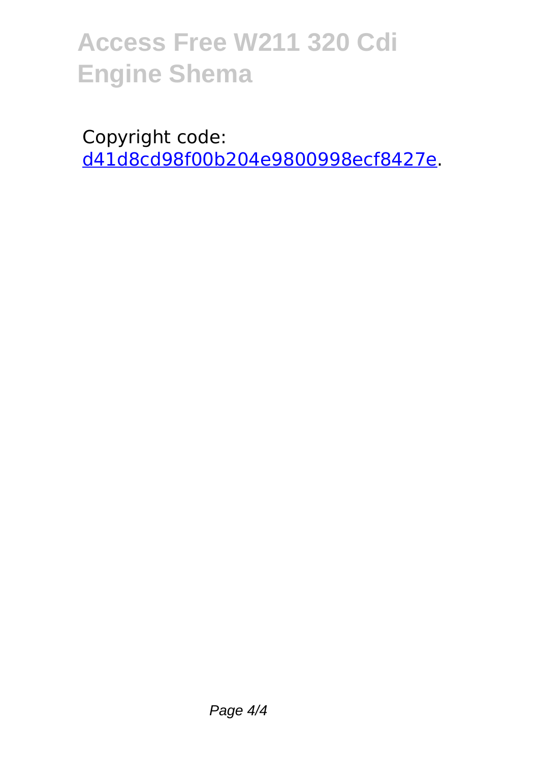Copyright code: [d41d8cd98f00b204e9800998ecf8427e](d41d8cd98f00b204e9800998ecf8427e).